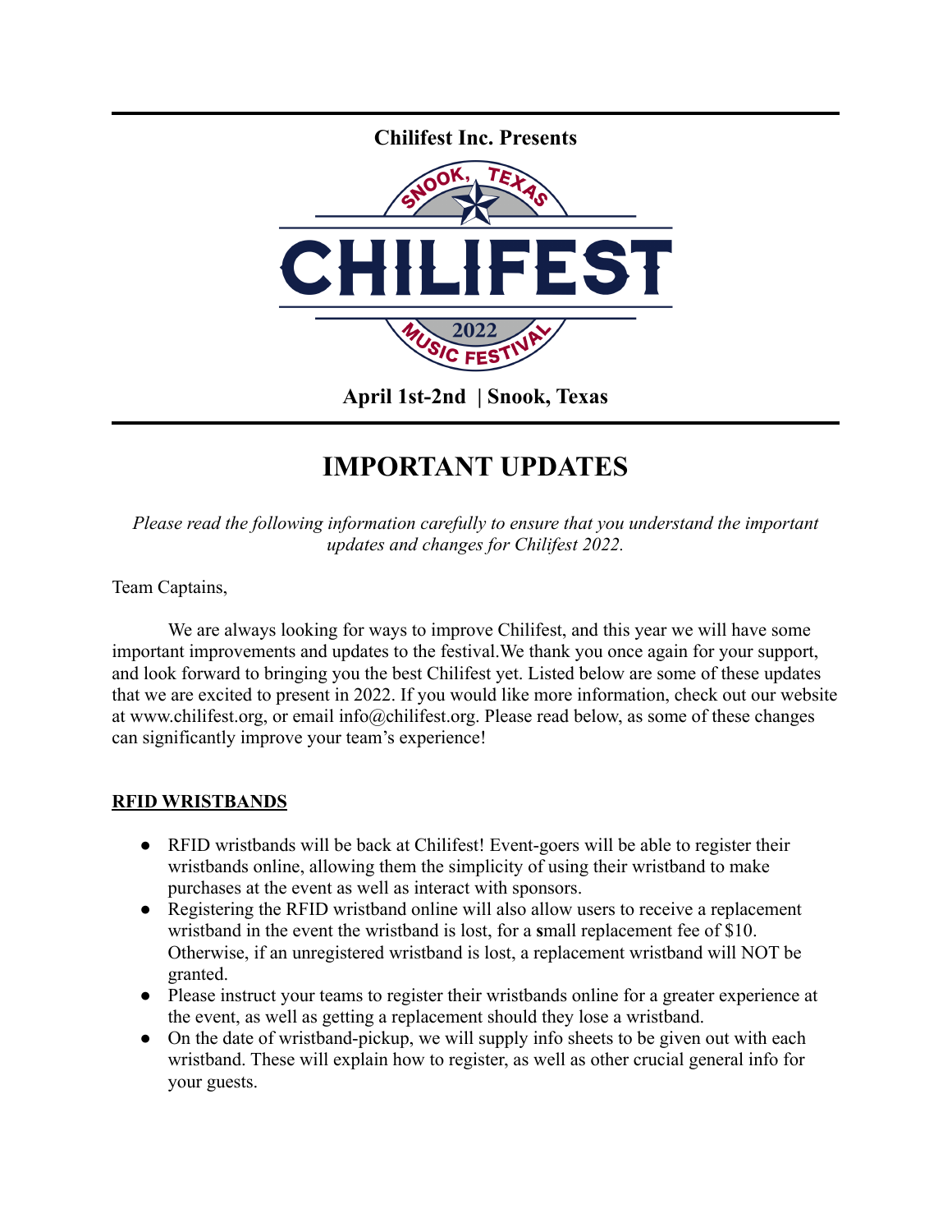**Chilifest Inc. Presents**

SNOOK, TEXAS

# CHILIFEST

2022

MUSIC FESTIVAL

**April 1st-2nd | Snook, Texas**

# IMPORTANT UPDATES

*Please read the following information carefully to ensure that you understand the important updates and changes for Chilifest 2022.*

Team Captains,

We are always looking for ways to improve Chilifest, and this year we will have some important improvements and updates to the festival.We thank you once again for your support, and look forward to bringing you the best Chilifest yet. Listed below are some of these updates that we are excited to present in 2022. If you would like more information, check out our website at www.chilifest.org, or email info@chilifest.org. Please read below, as some of these changes can significantly improve your team's experience!

## RFID WRISTBANDS

- RFID wristbands will be back at Chilifest! Event-goers will be able to register their wristbands online, allowing them the simplicity of using their wristband to make purchases at the event as well as interact with sponsors.
- Registering the RFID wristband online will also allow users to receive a replacement wristband in the event the wristband is lost, for a small replacement fee of $10. Otherwise, if an unregistered wristband is lost, a replacement wristband will NOT be granted.
- Please instruct your teams to register their wristbands online for a greater experience at the event, as well as getting a replacement should they lose a wristband.
- On the date of wristband-pickup, we will supply info sheets to be given out with each wristband. These will explain how to register, as well as other crucial general info for your guests.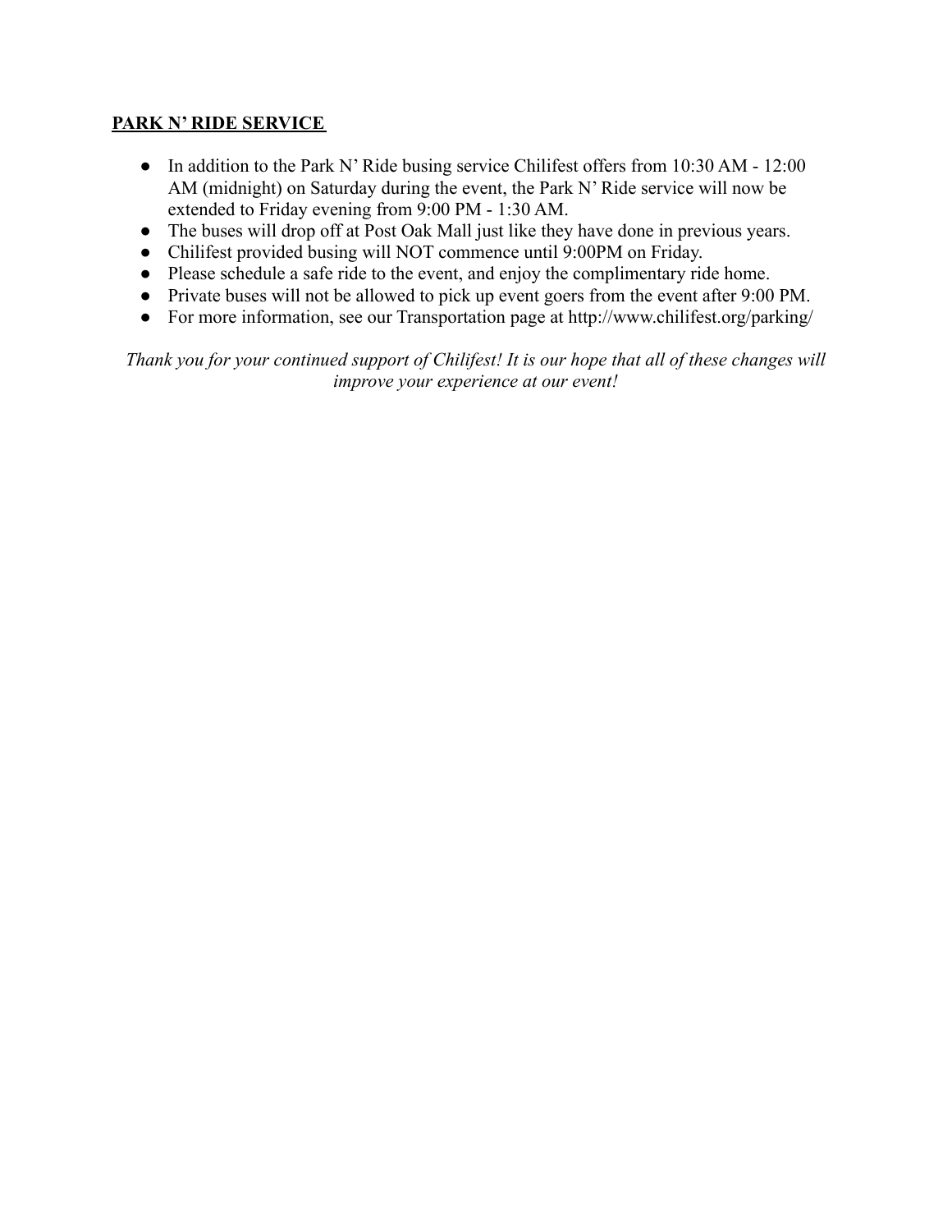**PARK N' RIDE SERVICE**

- In addition to the Park N' Ride busing service Chilifest offers from 10:30 AM - 12:00 AM (midnight) on Saturday during the event, the Park N' Ride service will now be extended to Friday evening from 9:00 PM - 1:30 AM.
- The buses will drop off at Post Oak Mall just like they have done in previous years.
- Chilifest provided busing will NOT commence until 9:00PM on Friday.
- Please schedule a safe ride to the event, and enjoy the complimentary ride home.
- Private buses will not be allowed to pick up event goers from the event after 9:00 PM.
- For more information, see our Transportation page at http://www.chilifest.org/parking/

*Thank you for your continued support of Chilifest! It is our hope that all of these changes will improve your experience at our event!*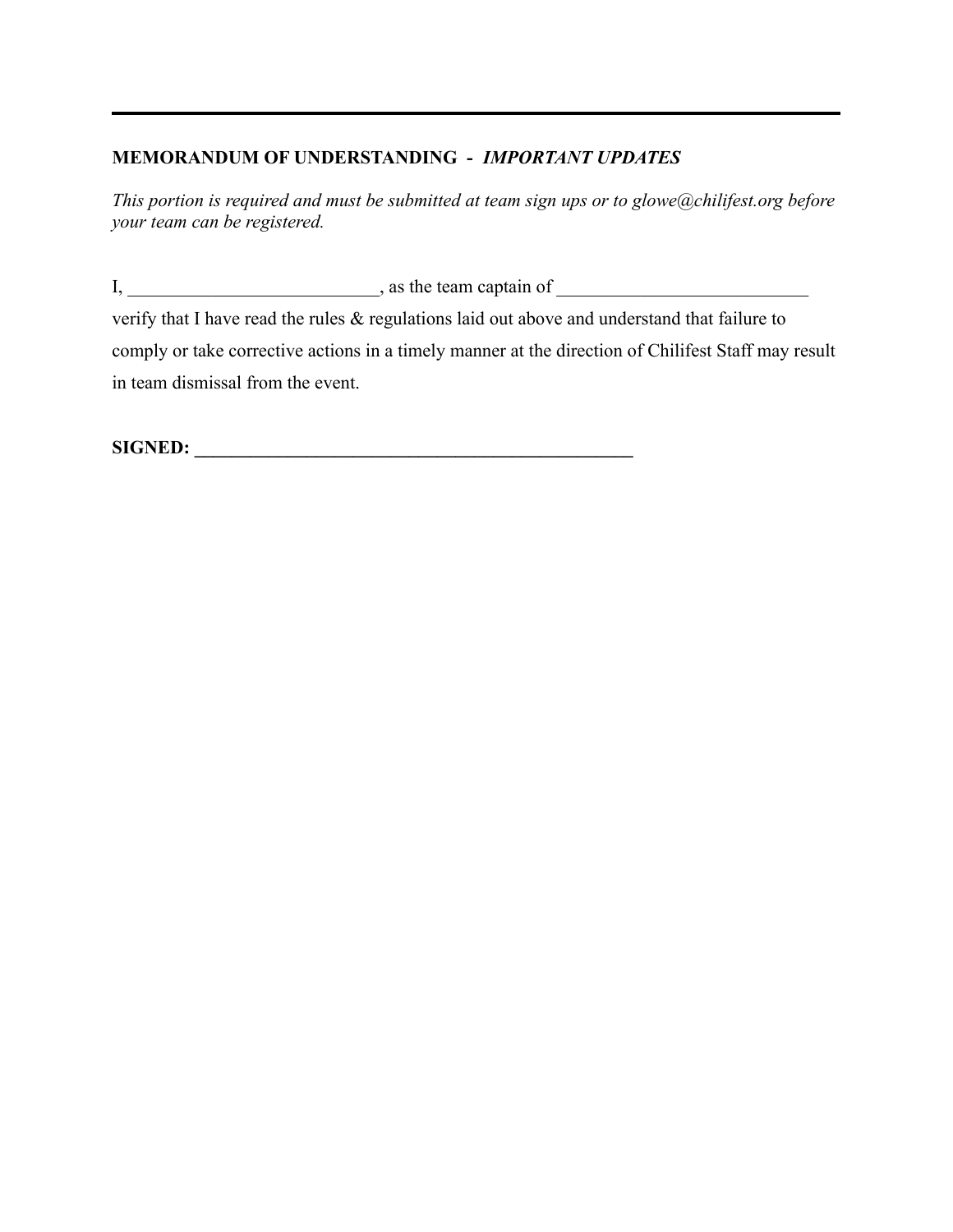---

**MEMORANDUM OF UNDERSTANDING - *IMPORTANT UPDATES***

*This portion is required and must be submitted at team sign ups or to glowe@chilifest.org before your team can be registered.*

I, ___________________________, as the team captain of ___________________________ verify that I have read the rules & regulations laid out above and understand that failure to comply or take corrective actions in a timely manner at the direction of Chilifest Staff may result in team dismissal from the event.

**SIGNED: _________________________________________________**